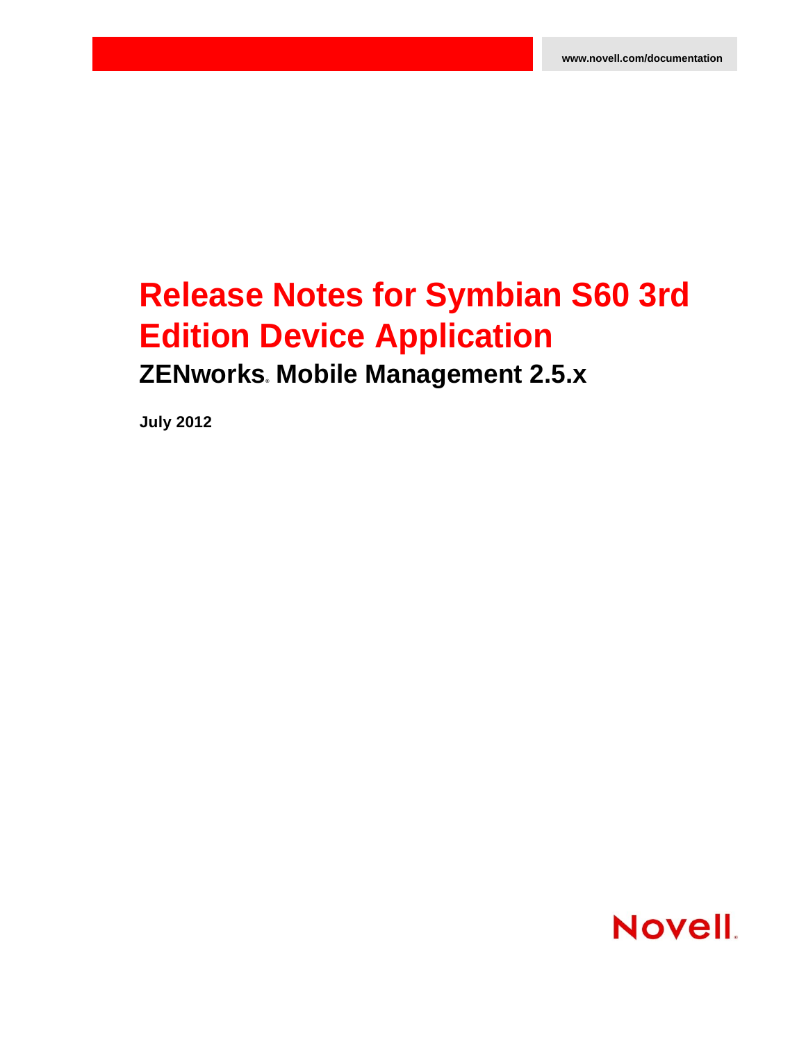www.novell.com/documentation

# Release Notes for Symbian S60 3rd Edition Device Application

## ZENworks® Mobile Management 2.5.x

**July 2012**

Novell®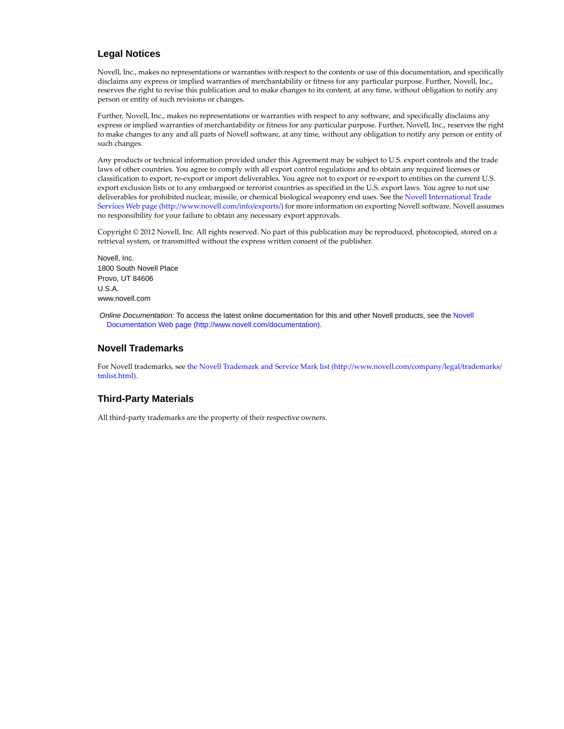## Legal Notices

Novell, Inc., makes no representations or warranties with respect to the contents or use of this documentation, and specifically disclaims any express or implied warranties of merchantability or fitness for any particular purpose. Further, Novell, Inc., reserves the right to revise this publication and to make changes to its content, at any time, without obligation to notify any person or entity of such revisions or changes.

Further, Novell, Inc., makes no representations or warranties with respect to any software, and specifically disclaims any express or implied warranties of merchantability or fitness for any particular purpose. Further, Novell, Inc., reserves the right to make changes to any and all parts of Novell software, at any time, without any obligation to notify any person or entity of such changes.

Any products or technical information provided under this Agreement may be subject to U.S. export controls and the trade laws of other countries. You agree to comply with all export control regulations and to obtain any required licenses or classification to export, re-export or import deliverables. You agree not to export or re-export to entities on the current U.S. export exclusion lists or to any embargoed or terrorist countries as specified in the U.S. export laws. You agree to not use deliverables for prohibited nuclear, missile, or chemical biological weaponry end uses. See the Novell International Trade Services Web page (http://www.novell.com/info/exports/) for more information on exporting Novell software. Novell assumes no responsibility for your failure to obtain any necessary export approvals.

Copyright © 2012 Novell, Inc. All rights reserved. No part of this publication may be reproduced, photocopied, stored on a retrieval system, or transmitted without the express written consent of the publisher.

Novell, Inc.
1800 South Novell Place
Provo, UT 84606
U.S.A.
www.novell.com

*Online Documentation:* To access the latest online documentation for this and other Novell products, see the Novell Documentation Web page (http://www.novell.com/documentation).

## Novell Trademarks

For Novell trademarks, see the Novell Trademark and Service Mark list (http://www.novell.com/company/legal/trademarks/tmlist.html).

## Third-Party Materials

All third-party trademarks are the property of their respective owners.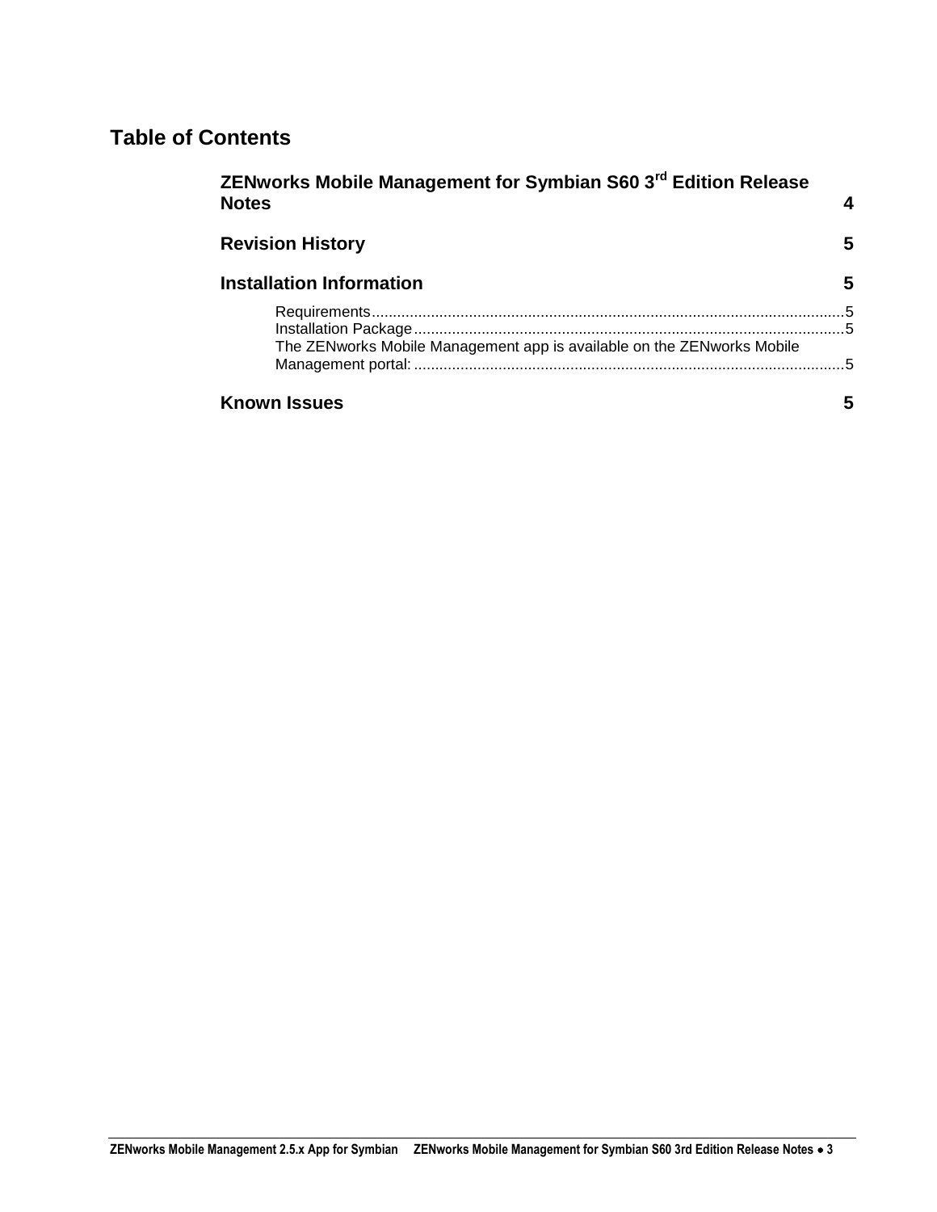# Table of Contents

**ZENworks Mobile Management for Symbian S60 3rd Edition Release Notes** 4

**Revision History** 5

**Installation Information** 5

Requirements....................................................................................................5
Installation Package..........................................................................................5
The ZENworks Mobile Management app is available on the ZENworks Mobile Management portal: ..........................................................................................5

**Known Issues** 5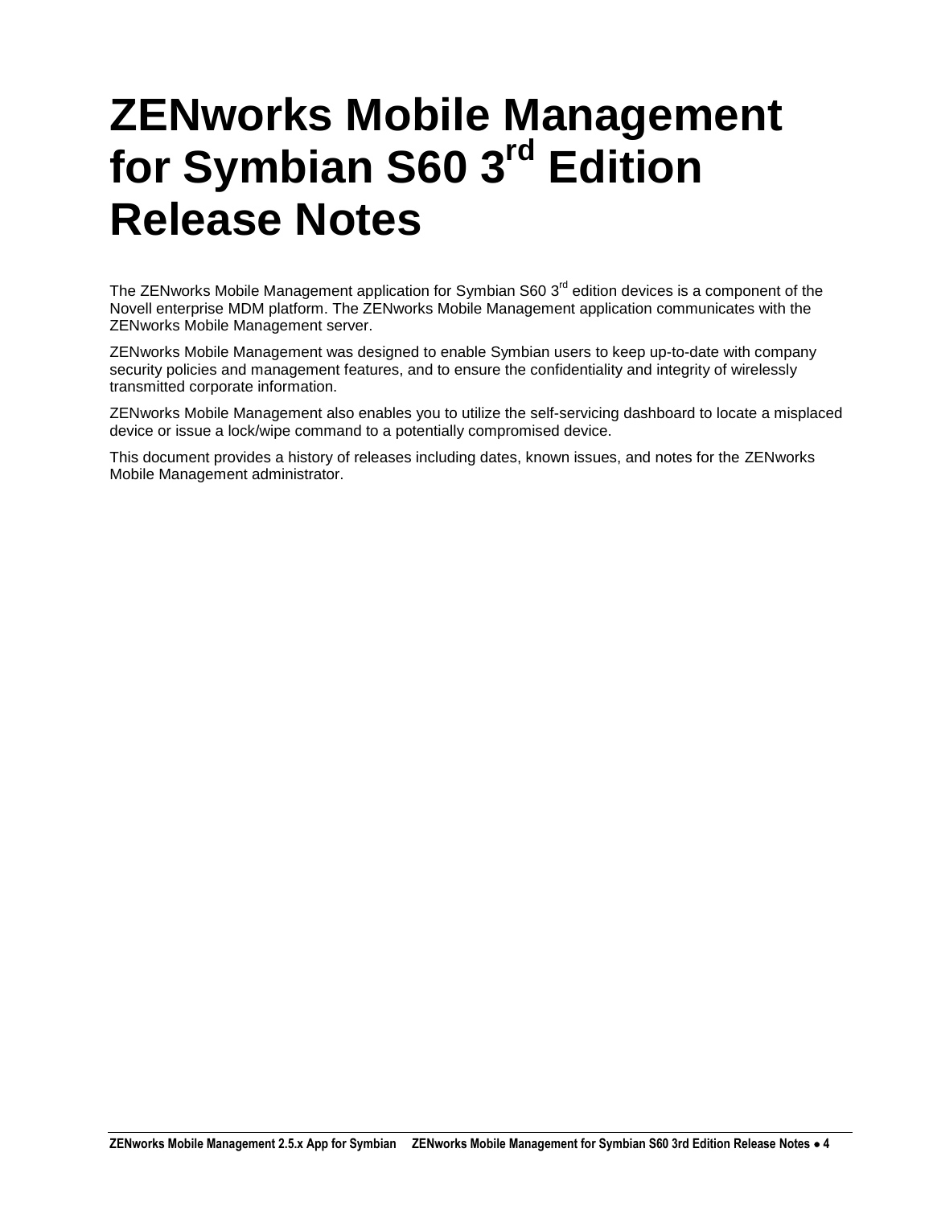# ZENworks Mobile Management for Symbian S60 3rd Edition Release Notes

The ZENworks Mobile Management application for Symbian S60 3rd edition devices is a component of the Novell enterprise MDM platform. The ZENworks Mobile Management application communicates with the ZENworks Mobile Management server.

ZENworks Mobile Management was designed to enable Symbian users to keep up-to-date with company security policies and management features, and to ensure the confidentiality and integrity of wirelessly transmitted corporate information.

ZENworks Mobile Management also enables you to utilize the self-servicing dashboard to locate a misplaced device or issue a lock/wipe command to a potentially compromised device.

This document provides a history of releases including dates, known issues, and notes for the ZENworks Mobile Management administrator.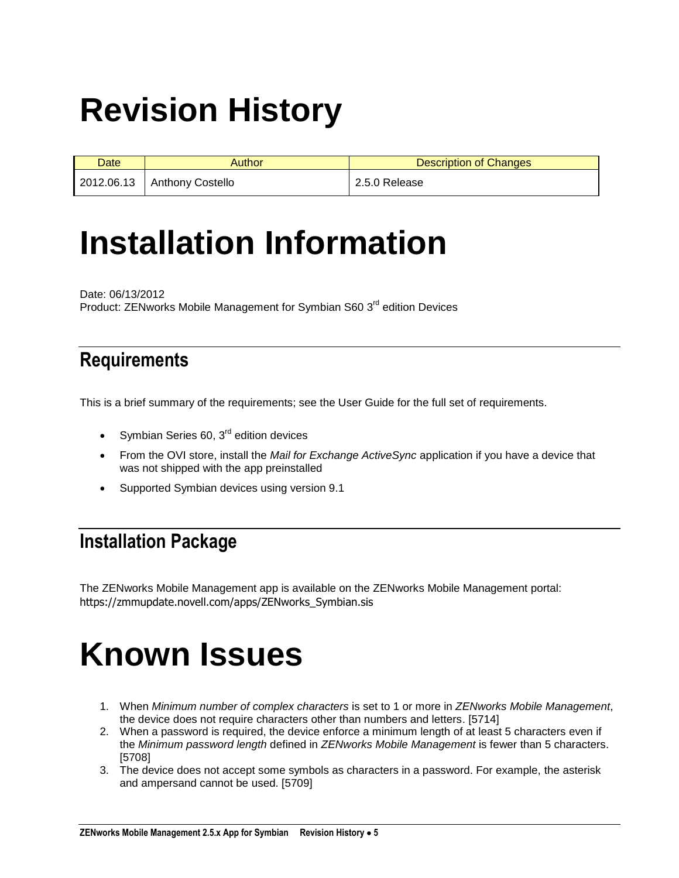# Revision History

| Date | Author | Description of Changes |
| --- | --- | --- |
| 2012.06.13 | Anthony Costello | 2.5.0 Release |

# Installation Information

Date: 06/13/2012
Product: ZENworks Mobile Management for Symbian S60 3rd edition Devices

## Requirements

This is a brief summary of the requirements; see the User Guide for the full set of requirements.

- Symbian Series 60, 3rd edition devices
- From the OVI store, install the *Mail for Exchange ActiveSync* application if you have a device that was not shipped with the app preinstalled
- Supported Symbian devices using version 9.1

## Installation Package

The ZENworks Mobile Management app is available on the ZENworks Mobile Management portal:
https://zmmupdate.novell.com/apps/ZENworks_Symbian.sis

# Known Issues

1. When *Minimum number of complex characters* is set to 1 or more in *ZENworks Mobile Management*, the device does not require characters other than numbers and letters. [5714]
2. When a password is required, the device enforce a minimum length of at least 5 characters even if the *Minimum password length* defined in *ZENworks Mobile Management* is fewer than 5 characters. [5708]
3. The device does not accept some symbols as characters in a password. For example, the asterisk and ampersand cannot be used. [5709]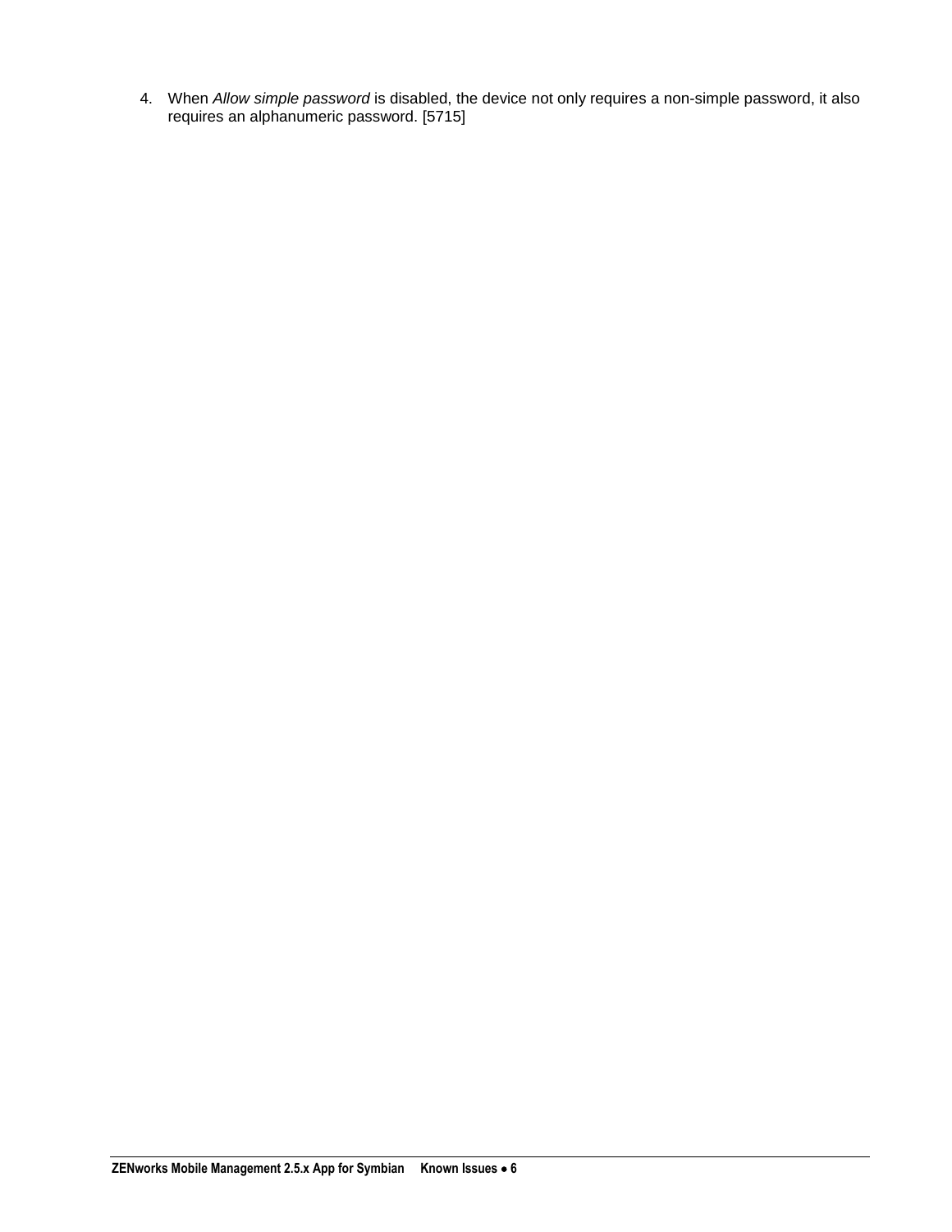4. When *Allow simple password* is disabled, the device not only requires a non-simple password, it also requires an alphanumeric password. [5715]